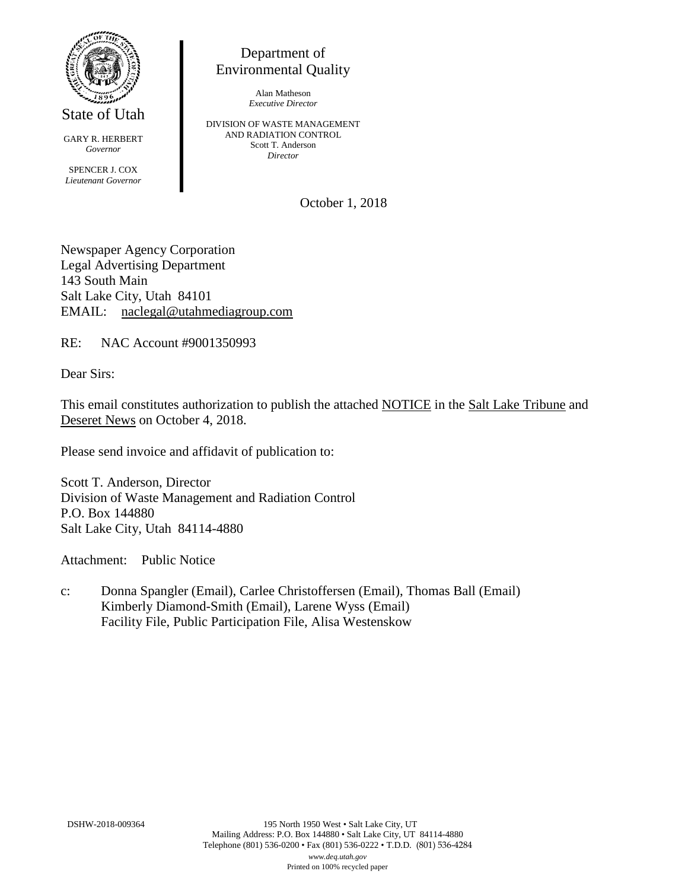State of Utah

GARY R. HERBERT
*Governor*

SPENCER J. COX
*Lieutenant Governor*

Department of
Environmental Quality

Alan Matheson
*Executive Director*

DIVISION OF WASTE MANAGEMENT
AND RADIATION CONTROL
Scott T. Anderson
*Director*

October 1, 2018

Newspaper Agency Corporation
Legal Advertising Department
143 South Main
Salt Lake City, Utah 84101
EMAIL: naclegal@utahmediagroup.com

RE: NAC Account #9001350993

Dear Sirs:

This email constitutes authorization to publish the attached NOTICE in the Salt Lake Tribune and Deseret News on October 4, 2018.

Please send invoice and affidavit of publication to:

Scott T. Anderson, Director
Division of Waste Management and Radiation Control
P.O. Box 144880
Salt Lake City, Utah 84114-4880

Attachment: Public Notice

c: Donna Spangler (Email), Carlee Christoffersen (Email), Thomas Ball (Email)
Kimberly Diamond-Smith (Email), Larene Wyss (Email)
Facility File, Public Participation File, Alisa Westenskow

DSHW-2018-009364

195 North 1950 West • Salt Lake City, UT
Mailing Address: P.O. Box 144880 • Salt Lake City, UT 84114-4880
Telephone (801) 536-0200 • Fax (801) 536-0222 • T.D.D. (801) 536-4284
*www.deq.utah.gov*
Printed on 100% recycled paper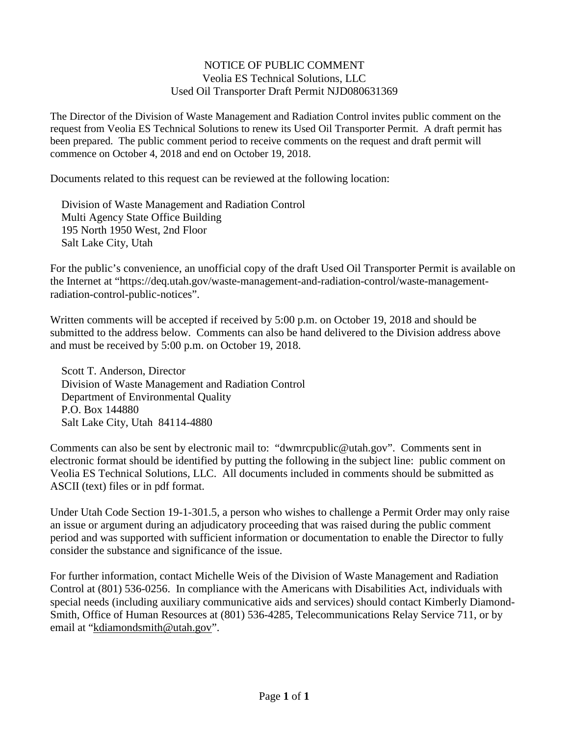# NOTICE OF PUBLIC COMMENT
## Veolia ES Technical Solutions, LLC
## Used Oil Transporter Draft Permit NJD080631369

The Director of the Division of Waste Management and Radiation Control invites public comment on the request from Veolia ES Technical Solutions to renew its Used Oil Transporter Permit. A draft permit has been prepared. The public comment period to receive comments on the request and draft permit will commence on October 4, 2018 and end on October 19, 2018.

Documents related to this request can be reviewed at the following location:

Division of Waste Management and Radiation Control
Multi Agency State Office Building
195 North 1950 West, 2nd Floor
Salt Lake City, Utah

For the public's convenience, an unofficial copy of the draft Used Oil Transporter Permit is available on the Internet at "https://deq.utah.gov/waste-management-and-radiation-control/waste-management-radiation-control-public-notices".

Written comments will be accepted if received by 5:00 p.m. on October 19, 2018 and should be submitted to the address below. Comments can also be hand delivered to the Division address above and must be received by 5:00 p.m. on October 19, 2018.

Scott T. Anderson, Director
Division of Waste Management and Radiation Control
Department of Environmental Quality
P.O. Box 144880
Salt Lake City, Utah 84114-4880

Comments can also be sent by electronic mail to: "dwmrcpublic@utah.gov". Comments sent in electronic format should be identified by putting the following in the subject line: public comment on Veolia ES Technical Solutions, LLC. All documents included in comments should be submitted as ASCII (text) files or in pdf format.

Under Utah Code Section 19-1-301.5, a person who wishes to challenge a Permit Order may only raise an issue or argument during an adjudicatory proceeding that was raised during the public comment period and was supported with sufficient information or documentation to enable the Director to fully consider the substance and significance of the issue.

For further information, contact Michelle Weis of the Division of Waste Management and Radiation Control at (801) 536-0256. In compliance with the Americans with Disabilities Act, individuals with special needs (including auxiliary communicative aids and services) should contact Kimberly Diamond-Smith, Office of Human Resources at (801) 536-4285, Telecommunications Relay Service 711, or by email at "kdiamondsmith@utah.gov".